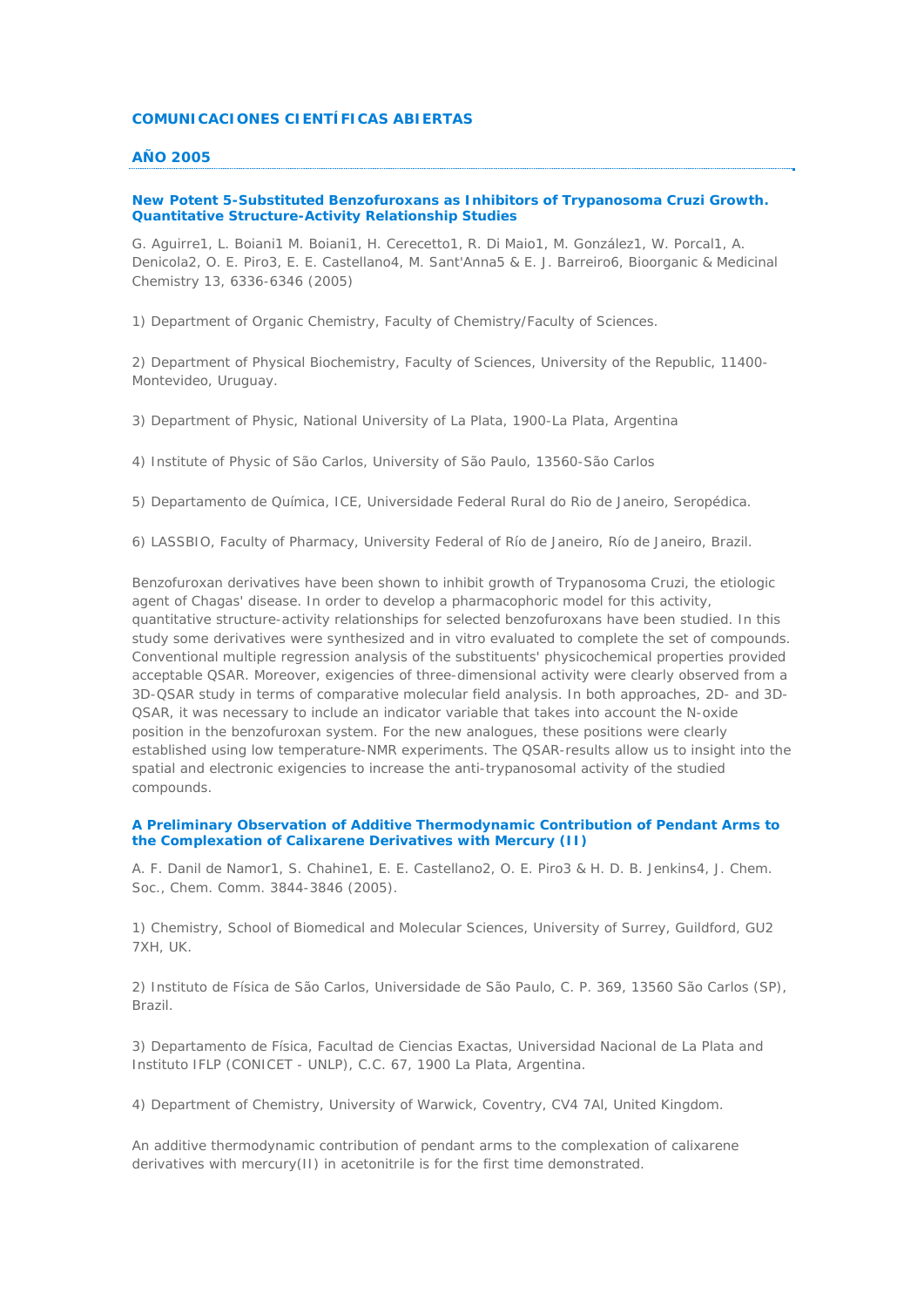# COMUNICACIONES CIENTÍFICAS ABIERTAS

## AÑO 2005

### New Potent 5-Substituted Benzofuroxans as Inhibitors of Trypanosoma Cruzi Growth. Quantitative Structure-Activity Relationship Studies

G. Aguirre[1], L. Boiani[1] M. Boiani[1], H. Cerecetto[1], R. Di Maio[1], M. González[1], W. Porcal[1], A. Denicola[2], O. E. Piro[3], E. E. Castellano[4], M. Sant'Anna[5] & E. J. Barreiro[6], Bioorganic & Medicinal Chemistry 13, 6336-6346 (2005)

1) Department of Organic Chemistry, Faculty of Chemistry/Faculty of Sciences.

2) Department of Physical Biochemistry, Faculty of Sciences, University of the Republic, 11400-Montevideo, Uruguay.

3) Department of Physic, National University of La Plata, 1900-La Plata, Argentina

4) Institute of Physic of São Carlos, University of São Paulo, 13560-São Carlos

5) Departamento de Química, ICE, Universidade Federal Rural do Rio de Janeiro, Seropédica.

6) LASSBIO, Faculty of Pharmacy, University Federal of Río de Janeiro, Río de Janeiro, Brazil.

Benzofuroxan derivatives have been shown to inhibit growth of Trypanosoma Cruzi, the etiologic agent of Chagas' disease. In order to develop a pharmacophoric model for this activity, quantitative structure-activity relationships for selected benzofuroxans have been studied. In this study some derivatives were synthesized and in vitro evaluated to complete the set of compounds. Conventional multiple regression analysis of the substituents' physicochemical properties provided acceptable QSAR. Moreover, exigencies of three-dimensional activity were clearly observed from a 3D-QSAR study in terms of comparative molecular field analysis. In both approaches, 2D- and 3D-QSAR, it was necessary to include an indicator variable that takes into account the N-oxide position in the benzofuroxan system. For the new analogues, these positions were clearly established using low temperature-NMR experiments. The QSAR-results allow us to insight into the spatial and electronic exigencies to increase the anti-trypanosomal activity of the studied compounds.

### A Preliminary Observation of Additive Thermodynamic Contribution of Pendant Arms to the Complexation of Calixarene Derivatives with Mercury (II)

A. F. Danil de Namor[1], S. Chahine[1], E. E. Castellano[2], O. E. Piro[3] & H. D. B. Jenkins[4], J. Chem. Soc., Chem. Comm. 3844-3846 (2005).

1) Chemistry, School of Biomedical and Molecular Sciences, University of Surrey, Guildford, GU2 7XH, UK.

2) Instituto de Física de São Carlos, Universidade de São Paulo, C. P. 369, 13560 São Carlos (SP), Brazil.

3) Departamento de Física, Facultad de Ciencias Exactas, Universidad Nacional de La Plata and Instituto IFLP (CONICET - UNLP), C.C. 67, 1900 La Plata, Argentina.

4) Department of Chemistry, University of Warwick, Coventry, CV4 7Al, United Kingdom.

An additive thermodynamic contribution of pendant arms to the complexation of calixarene derivatives with mercury(II) in acetonitrile is for the first time demonstrated.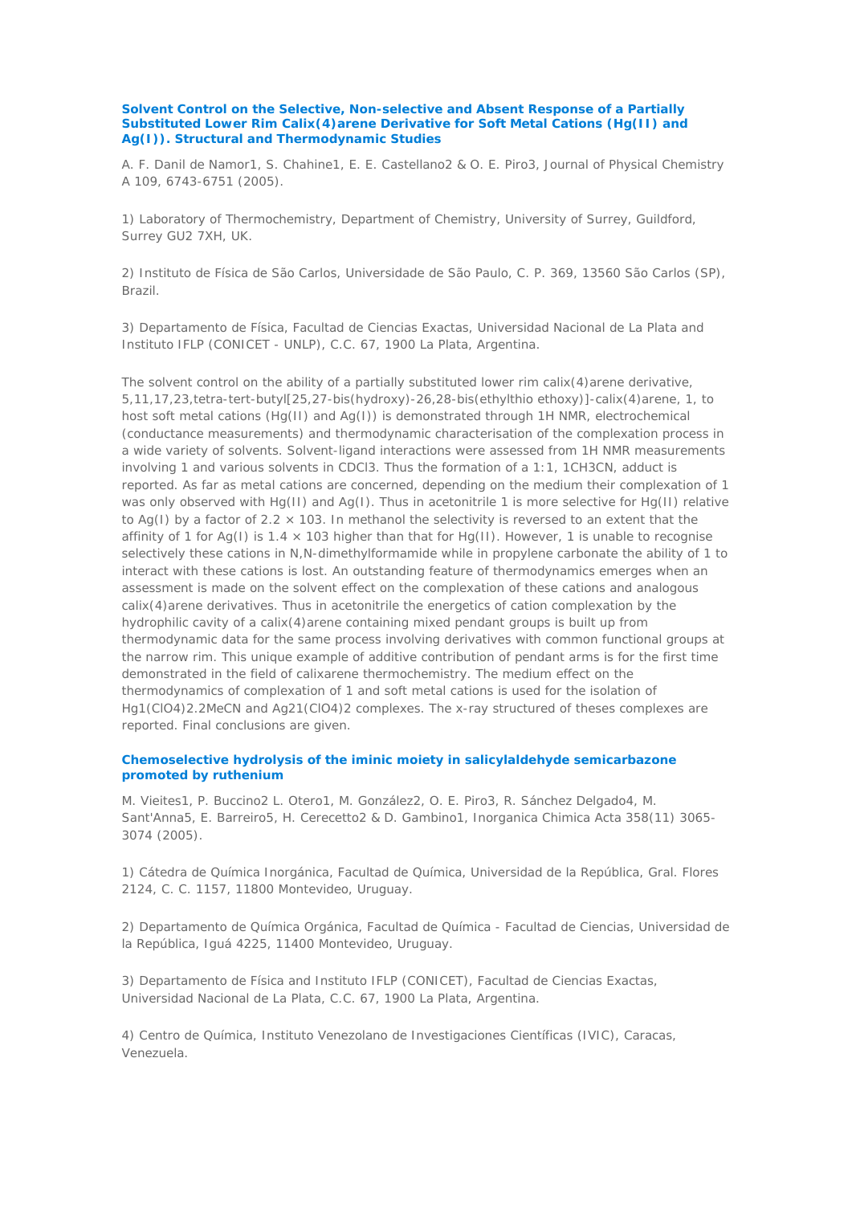### Solvent Control on the Selective, Non-selective and Absent Response of a Partially Substituted Lower Rim Calix(4)arene Derivative for Soft Metal Cations (Hg(II) and Ag(I)). Structural and Thermodynamic Studies

A. F. Danil de Namor[1], S. Chahine[1], E. E. Castellano[2] & O. E. Piro[3], Journal of Physical Chemistry A 109, 6743-6751 (2005).

1) Laboratory of Thermochemistry, Department of Chemistry, University of Surrey, Guildford, Surrey GU2 7XH, UK.

2) Instituto de Física de São Carlos, Universidade de São Paulo, C. P. 369, 13560 São Carlos (SP), Brazil.

3) Departamento de Física, Facultad de Ciencias Exactas, Universidad Nacional de La Plata and Instituto IFLP (CONICET - UNLP), C.C. 67, 1900 La Plata, Argentina.

The solvent control on the ability of a partially substituted lower rim calix(4)arene derivative, 5,11,17,23,tetra-tert-butyl[25,27-bis(hydroxy)-26,28-bis(ethylthio ethoxy)]-calix(4)arene, 1, to host soft metal cations (Hg(II) and Ag(I)) is demonstrated through 1H NMR, electrochemical (conductance measurements) and thermodynamic characterisation of the complexation process in a wide variety of solvents. Solvent-ligand interactions were assessed from 1H NMR measurements involving 1 and various solvents in $CDCl_3$. Thus the formation of a 1:1, $1CH_3CN$, adduct is reported. As far as metal cations are concerned, depending on the medium their complexation of 1 was only observed with Hg(II) and Ag(I). Thus in acetonitrile 1 is more selective for Hg(II) relative to Ag(I) by a factor of $2.2 \times 10^3$. In methanol the selectivity is reversed to an extent that the affinity of 1 for Ag(I) is $1.4 \times 10^3$ higher than that for Hg(II). However, 1 is unable to recognise selectively these cations in N,N-dimethylformamide while in propylene carbonate the ability of 1 to interact with these cations is lost. An outstanding feature of thermodynamics emerges when an assessment is made on the solvent effect on the complexation of these cations and analogous calix(4)arene derivatives. Thus in acetonitrile the energetics of cation complexation by the hydrophilic cavity of a calix(4)arene containing mixed pendant groups is built up from thermodynamic data for the same process involving derivatives with common functional groups at the narrow rim. This unique example of additive contribution of pendant arms is for the first time demonstrated in the field of calixarene thermochemistry. The medium effect on the thermodynamics of complexation of 1 and soft metal cations is used for the isolation of $Hg1(ClO_4)_2.2MeCN$ and $Ag_21(ClO_4)_2$ complexes. The x-ray structured of theses complexes are reported. Final conclusions are given.

### Chemoselective hydrolysis of the iminic moiety in salicylaldehyde semicarbazone promoted by ruthenium

M. Vieites[1], P. Buccino[2] L. Otero[1], M. González[2], O. E. Piro[3], R. Sánchez Delgado[4], M. Sant'Anna[5], E. Barreiro[5], H. Cerecetto[2] & D. Gambino[1], Inorganica Chimica Acta 358(11) 3065-3074 (2005).

1) Cátedra de Química Inorgánica, Facultad de Química, Universidad de la República, Gral. Flores 2124, C. C. 1157, 11800 Montevideo, Uruguay.

2) Departamento de Química Orgánica, Facultad de Química - Facultad de Ciencias, Universidad de la República, Iguá 4225, 11400 Montevideo, Uruguay.

3) Departamento de Física and Instituto IFLP (CONICET), Facultad de Ciencias Exactas, Universidad Nacional de La Plata, C.C. 67, 1900 La Plata, Argentina.

4) Centro de Química, Instituto Venezolano de Investigaciones Científicas (IVIC), Caracas, Venezuela.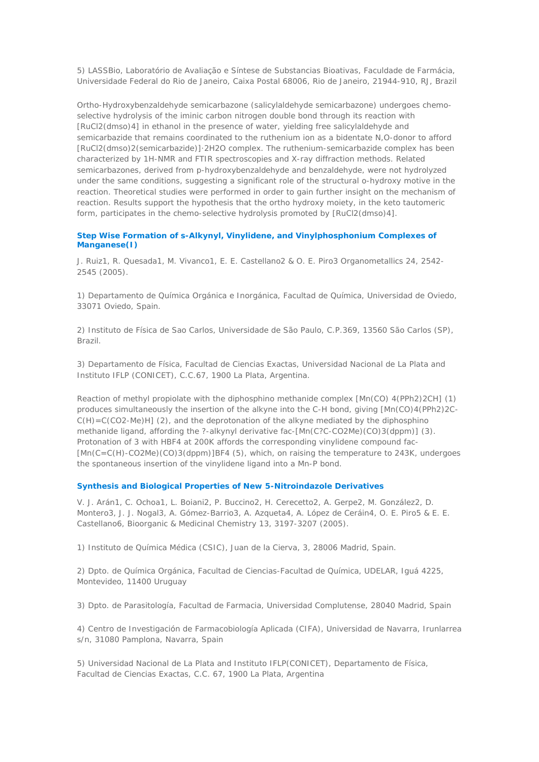5) LASSBio, Laboratório de Avaliação e Síntese de Substancias Bioativas, Faculdade de Farmácia, Universidade Federal do Rio de Janeiro, Caixa Postal 68006, Rio de Janeiro, 21944-910, RJ, Brazil

Ortho-Hydroxybenzaldehyde semicarbazone (salicylaldehyde semicarbazone) undergoes chemo-selective hydrolysis of the iminic carbon nitrogen double bond through its reaction with $[RuCl_2(dmso)_4]$ in ethanol in the presence of water, yielding free salicylaldehyde and semicarbazide that remains coordinated to the ruthenium ion as a bidentate N,O-donor to afford $[RuCl_2(dmso)_2(semicarbazide)]\cdot 2H_2O$ complex. The ruthenium-semicarbazide complex has been characterized by 1H-NMR and FTIR spectroscopies and X-ray diffraction methods. Related semicarbazones, derived from p-hydroxybenzaldehyde and benzaldehyde, were not hydrolyzed under the same conditions, suggesting a significant role of the structural o-hydroxy motive in the reaction. Theoretical studies were performed in order to gain further insight on the mechanism of reaction. Results support the hypothesis that the ortho hydroxy moiety, in the keto tautomeric form, participates in the chemo-selective hydrolysis promoted by $[RuCl_2(dmso)_4]$.

### Step Wise Formation of s-Alkynyl, Vinylidene, and Vinylphosphonium Complexes of Manganese(I)

J. Ruiz1, R. Quesada1, M. Vivanco1, E. E. Castellano2 & O. E. Piro3 Organometallics 24, 2542-2545 (2005).

1) Departamento de Química Orgánica e Inorgánica, Facultad de Química, Universidad de Oviedo, 33071 Oviedo, Spain.

2) Instituto de Física de Sao Carlos, Universidade de São Paulo, C.P.369, 13560 São Carlos (SP), Brazil.

3) Departamento de Física, Facultad de Ciencias Exactas, Universidad Nacional de La Plata and Instituto IFLP (CONICET), C.C.67, 1900 La Plata, Argentina.

Reaction of methyl propiolate with the diphosphino methanide complex $[Mn(CO)_4(PPh_2)_2CH]$ (1) produces simultaneously the insertion of the alkyne into the C-H bond, giving $[Mn(CO)_4(PPh_2)_2C\text{-}C(H){=}C(CO_2\text{-}Me)H]$ (2), and the deprotonation of the alkyne mediated by the diphosphino methanide ligand, affording the ?-alkynyl derivative fac-$[Mn(C?C\text{-}CO_2Me)(CO)_3(dppm)]$ (3). Protonation of 3 with $HBF_4$ at 200K affords the corresponding vinylidene compound fac-$[Mn(C{=}C(H)\text{-}CO_2Me)(CO)_3(dppm)]BF_4$ (5), which, on raising the temperature to 243K, undergoes the spontaneous insertion of the vinylidene ligand into a Mn-P bond.

### Synthesis and Biological Properties of New 5-Nitroindazole Derivatives

V. J. Arán1, C. Ochoa1, L. Boiani2, P. Buccino2, H. Cerecetto2, A. Gerpe2, M. González2, D. Montero3, J. J. Nogal3, A. Gómez-Barrio3, A. Azqueta4, A. López de Ceráin4, O. E. Piro5 & E. E. Castellano6, Bioorganic & Medicinal Chemistry 13, 3197-3207 (2005).

1) Instituto de Química Médica (CSIC), Juan de la Cierva, 3, 28006 Madrid, Spain.

2) Dpto. de Química Orgánica, Facultad de Ciencias-Facultad de Química, UDELAR, Iguá 4225, Montevideo, 11400 Uruguay

3) Dpto. de Parasitología, Facultad de Farmacia, Universidad Complutense, 28040 Madrid, Spain

4) Centro de Investigación de Farmacobiología Aplicada (CIFA), Universidad de Navarra, Irunlarrea s/n, 31080 Pamplona, Navarra, Spain

5) Universidad Nacional de La Plata and Instituto IFLP(CONICET), Departamento de Física, Facultad de Ciencias Exactas, C.C. 67, 1900 La Plata, Argentina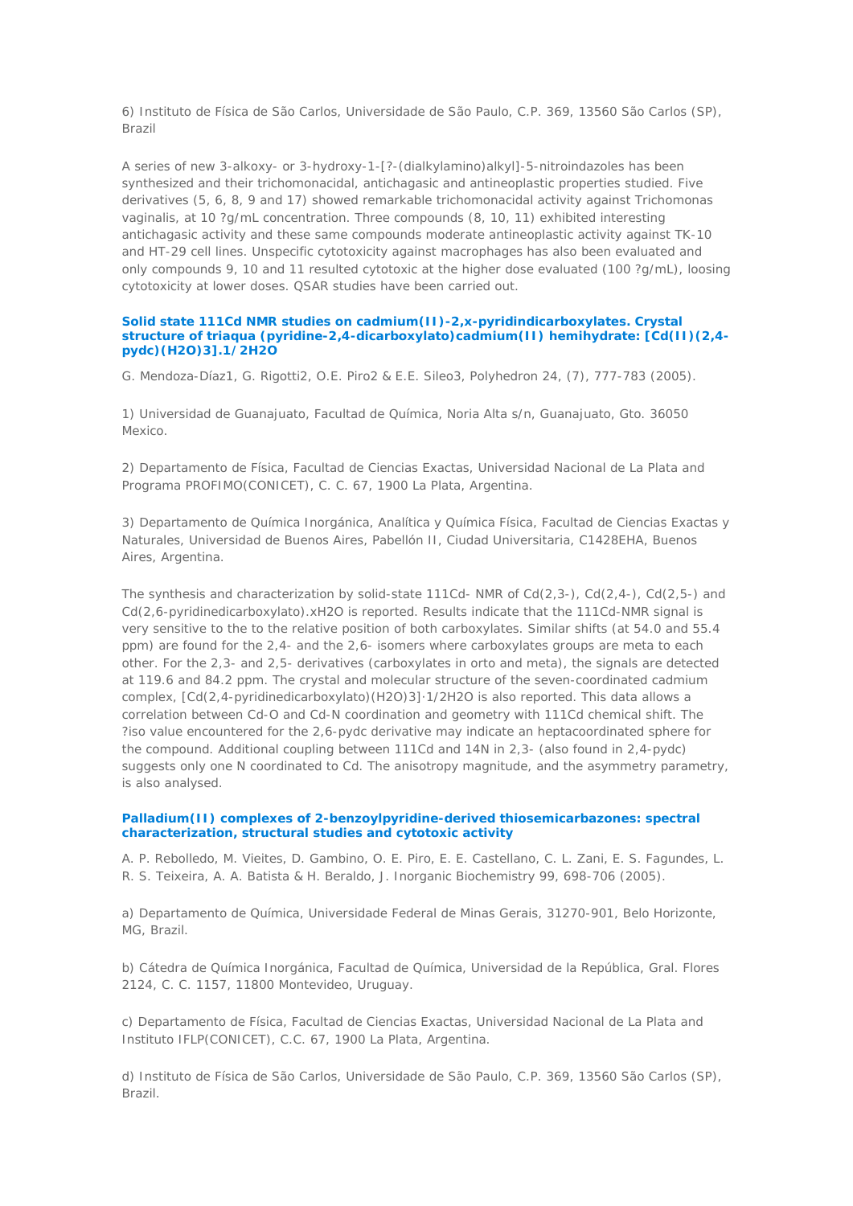6) Instituto de Física de São Carlos, Universidade de São Paulo, C.P. 369, 13560 São Carlos (SP), Brazil

A series of new 3-alkoxy- or 3-hydroxy-1-[?-(dialkylamino)alkyl]-5-nitroindazoles has been synthesized and their trichomonacidal, antichagasic and antineoplastic properties studied. Five derivatives (5, 6, 8, 9 and 17) showed remarkable trichomonacidal activity against Trichomonas vaginalis, at 10 ?g/mL concentration. Three compounds (8, 10, 11) exhibited interesting antichagasic activity and these same compounds moderate antineoplastic activity against TK-10 and HT-29 cell lines. Unspecific cytotoxicity against macrophages has also been evaluated and only compounds 9, 10 and 11 resulted cytotoxic at the higher dose evaluated (100 ?g/mL), loosing cytotoxicity at lower doses. QSAR studies have been carried out.

### Solid state 111Cd NMR studies on cadmium(II)-2,x-pyridindicarboxylates. Crystal structure of triaqua (pyridine-2,4-dicarboxylato)cadmium(II) hemihydrate: [Cd(II)(2,4-pydc)(H2O)3].1/2H2O

G. Mendoza-Díaz1, G. Rigotti2, O.E. Piro2 & E.E. Sileo3, Polyhedron 24, (7), 777-783 (2005).

1) Universidad de Guanajuato, Facultad de Química, Noria Alta s/n, Guanajuato, Gto. 36050 Mexico.

2) Departamento de Física, Facultad de Ciencias Exactas, Universidad Nacional de La Plata and Programa PROFIMO(CONICET), C. C. 67, 1900 La Plata, Argentina.

3) Departamento de Química Inorgánica, Analítica y Química Física, Facultad de Ciencias Exactas y Naturales, Universidad de Buenos Aires, Pabellón II, Ciudad Universitaria, C1428EHA, Buenos Aires, Argentina.

The synthesis and characterization by solid-state 111Cd- NMR of Cd(2,3-), Cd(2,4-), Cd(2,5-) and Cd(2,6-pyridinedicarboxylato).xH2O is reported. Results indicate that the 111Cd-NMR signal is very sensitive to the to the relative position of both carboxylates. Similar shifts (at 54.0 and 55.4 ppm) are found for the 2,4- and the 2,6- isomers where carboxylates groups are meta to each other. For the 2,3- and 2,5- derivatives (carboxylates in orto and meta), the signals are detected at 119.6 and 84.2 ppm. The crystal and molecular structure of the seven-coordinated cadmium complex, [Cd(2,4-pyridinedicarboxylato)(H2O)3]·1/2H2O is also reported. This data allows a correlation between Cd-O and Cd-N coordination and geometry with 111Cd chemical shift. The ?iso value encountered for the 2,6-pydc derivative may indicate an heptacoordinated sphere for the compound. Additional coupling between 111Cd and 14N in 2,3- (also found in 2,4-pydc) suggests only one N coordinated to Cd. The anisotropy magnitude, and the asymmetry parametry, is also analysed.

### Palladium(II) complexes of 2-benzoylpyridine-derived thiosemicarbazones: spectral characterization, structural studies and cytotoxic activity

A. P. Rebolledo, M. Vieites, D. Gambino, O. E. Piro, E. E. Castellano, C. L. Zani, E. S. Fagundes, L. R. S. Teixeira, A. A. Batista & H. Beraldo, J. Inorganic Biochemistry 99, 698-706 (2005).

a) Departamento de Química, Universidade Federal de Minas Gerais, 31270-901, Belo Horizonte, MG, Brazil.

b) Cátedra de Química Inorgánica, Facultad de Química, Universidad de la República, Gral. Flores 2124, C. C. 1157, 11800 Montevideo, Uruguay.

c) Departamento de Física, Facultad de Ciencias Exactas, Universidad Nacional de La Plata and Instituto IFLP(CONICET), C.C. 67, 1900 La Plata, Argentina.

d) Instituto de Física de São Carlos, Universidade de São Paulo, C.P. 369, 13560 São Carlos (SP), Brazil.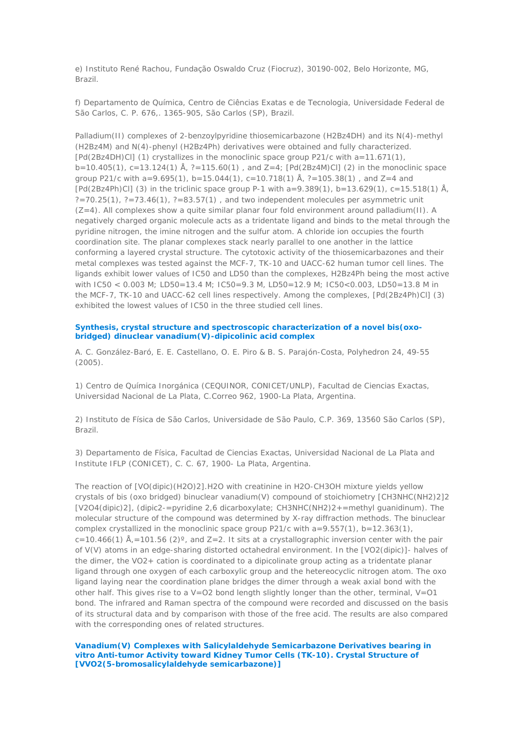e) Instituto René Rachou, Fundação Oswaldo Cruz (Fiocruz), 30190-002, Belo Horizonte, MG, Brazil.

f) Departamento de Química, Centro de Ciências Exatas e de Tecnologia, Universidade Federal de São Carlos, C. P. 676,. 1365-905, São Carlos (SP), Brazil.

Palladium(II) complexes of 2-benzoylpyridine thiosemicarbazone (H2Bz4DH) and its N(4)-methyl (H2Bz4M) and N(4)-phenyl (H2Bz4Ph) derivatives were obtained and fully characterized. [Pd(2Bz4DH)Cl] (1) crystallizes in the monoclinic space group P21/c with a=11.671(1), b=10.405(1), c=13.124(1) Å, ?=115.60(1) , and Z=4; [Pd(2Bz4M)Cl] (2) in the monoclinic space group P21/c with a=9.695(1), b=15.044(1), c=10.718(1) Å, ?=105.38(1) , and Z=4 and [Pd(2Bz4Ph)Cl] (3) in the triclinic space group P-1 with a=9.389(1), b=13.629(1), c=15.518(1) Å, ?=70.25(1), ?=73.46(1), ?=83.57(1) , and two independent molecules per asymmetric unit (Z=4). All complexes show a quite similar planar four fold environment around palladium(II). A negatively charged organic molecule acts as a tridentate ligand and binds to the metal through the pyridine nitrogen, the imine nitrogen and the sulfur atom. A chloride ion occupies the fourth coordination site. The planar complexes stack nearly parallel to one another in the lattice conforming a layered crystal structure. The cytotoxic activity of the thiosemicarbazones and their metal complexes was tested against the MCF-7, TK-10 and UACC-62 human tumor cell lines. The ligands exhibit lower values of IC50 and LD50 than the complexes, H2Bz4Ph being the most active with IC50 < 0.003 M; LD50=13.4 M; IC50=9.3 M, LD50=12.9 M; IC50<0.003, LD50=13.8 M in the MCF-7, TK-10 and UACC-62 cell lines respectively. Among the complexes, [Pd(2Bz4Ph)Cl] (3) exhibited the lowest values of IC50 in the three studied cell lines.

### Synthesis, crystal structure and spectroscopic characterization of a novel bis(oxo-bridged) dinuclear vanadium(V)-dipicolinic acid complex

A. C. González-Baró, E. E. Castellano, O. E. Piro & B. S. Parajón-Costa, Polyhedron 24, 49-55 (2005).

1) Centro de Química Inorgánica (CEQUINOR, CONICET/UNLP), Facultad de Ciencias Exactas, Universidad Nacional de La Plata, C.Correo 962, 1900-La Plata, Argentina.

2) Instituto de Física de São Carlos, Universidade de São Paulo, C.P. 369, 13560 São Carlos (SP), Brazil.

3) Departamento de Física, Facultad de Ciencias Exactas, Universidad Nacional de La Plata and Institute IFLP (CONICET), C. C. 67, 1900- La Plata, Argentina.

The reaction of [VO(dipic)(H2O)2].H2O with creatinine in H2O-CH3OH mixture yields yellow crystals of bis (oxo bridged) binuclear vanadium(V) compound of stoichiometry [CH3NHC(NH2)2]2 [V2O4(dipic)2], (dipic2-=pyridine 2,6 dicarboxylate; CH3NHC(NH2)2+=methyl guanidinum). The molecular structure of the compound was determined by X-ray diffraction methods. The binuclear complex crystallized in the monoclinic space group P21/c with a=9.557(1), b=12.363(1), c=10.466(1) Å,=101.56 (2)º, and Z=2. It sits at a crystallographic inversion center with the pair of V(V) atoms in an edge-sharing distorted octahedral environment. In the [VO2(dipic)]- halves of the dimer, the VO2+ cation is coordinated to a dipicolinate group acting as a tridentate planar ligand through one oxygen of each carboxylic group and the hetereocyclic nitrogen atom. The oxo ligand laying near the coordination plane bridges the dimer through a weak axial bond with the other half. This gives rise to a V=O2 bond length slightly longer than the other, terminal, V=O1 bond. The infrared and Raman spectra of the compound were recorded and discussed on the basis of its structural data and by comparison with those of the free acid. The results are also compared with the corresponding ones of related structures.

### Vanadium(V) Complexes with Salicylaldehyde Semicarbazone Derivatives bearing in vitro Anti-tumor Activity toward Kidney Tumor Cells (TK-10). Crystal Structure of [VVO2(5-bromosalicylaldehyde semicarbazone)]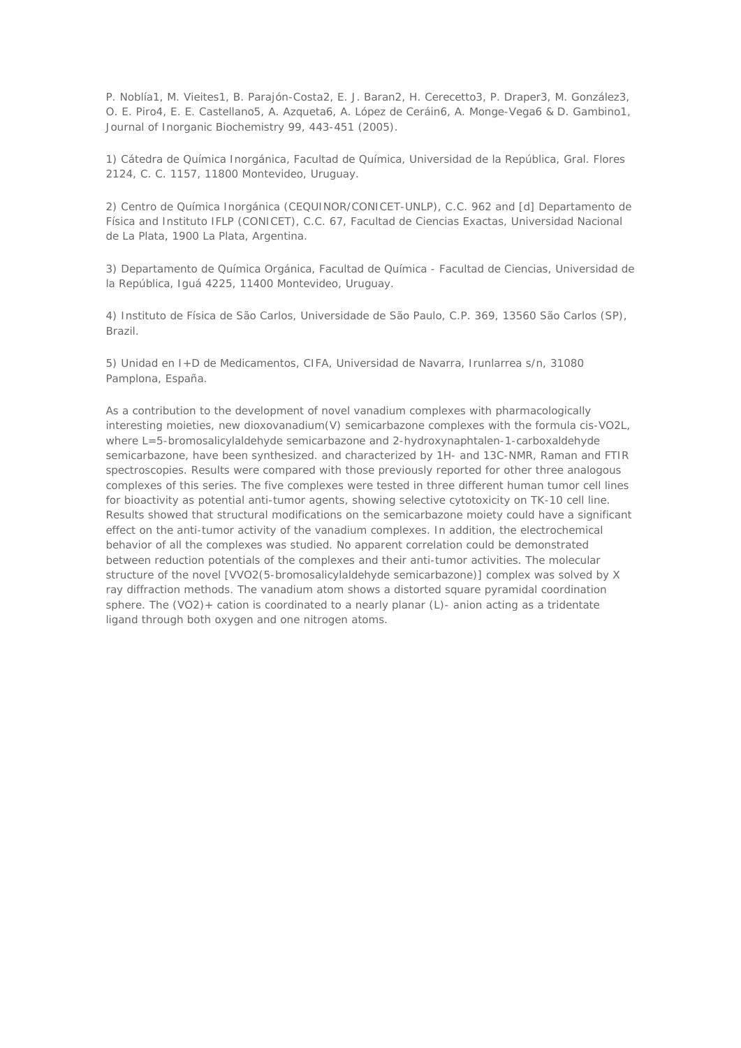P. Noblía[1], M. Vieites[1], B. Parajón-Costa[2], E. J. Baran[2], H. Cerecetto[3], P. Draper[3], M. González[3], O. E. Piro[4], E. E. Castellano[5], A. Azqueta[6], A. López de Ceráin[6], A. Monge-Vega[6] & D. Gambino[1], Journal of Inorganic Biochemistry 99, 443-451 (2005).

1) Cátedra de Química Inorgánica, Facultad de Química, Universidad de la República, Gral. Flores 2124, C. C. 1157, 11800 Montevideo, Uruguay.

2) Centro de Química Inorgánica (CEQUINOR/CONICET-UNLP), C.C. 962 and [d] Departamento de Física and Instituto IFLP (CONICET), C.C. 67, Facultad de Ciencias Exactas, Universidad Nacional de La Plata, 1900 La Plata, Argentina.

3) Departamento de Química Orgánica, Facultad de Química - Facultad de Ciencias, Universidad de la República, Iguá 4225, 11400 Montevideo, Uruguay.

4) Instituto de Física de São Carlos, Universidade de São Paulo, C.P. 369, 13560 São Carlos (SP), Brazil.

5) Unidad en I+D de Medicamentos, CIFA, Universidad de Navarra, Irunlarrea s/n, 31080 Pamplona, España.

As a contribution to the development of novel vanadium complexes with pharmacologically interesting moieties, new dioxovanadium(V) semicarbazone complexes with the formula cis-$VO_2L$, where L=5-bromosalicylaldehyde semicarbazone and 2-hydroxynaphtalen-1-carboxaldehyde semicarbazone, have been synthesized. and characterized by 1H- and 13C-NMR, Raman and FTIR spectroscopies. Results were compared with those previously reported for other three analogous complexes of this series. The five complexes were tested in three different human tumor cell lines for bioactivity as potential anti-tumor agents, showing selective cytotoxicity on TK-10 cell line. Results showed that structural modifications on the semicarbazone moiety could have a significant effect on the anti-tumor activity of the vanadium complexes. In addition, the electrochemical behavior of all the complexes was studied. No apparent correlation could be demonstrated between reduction potentials of the complexes and their anti-tumor activities. The molecular structure of the novel [$VVO_2$(5-bromosalicylaldehyde semicarbazone)] complex was solved by X ray diffraction methods. The vanadium atom shows a distorted square pyramidal coordination sphere. The $(VO_2)^+$ cation is coordinated to a nearly planar $(L)^-$ anion acting as a tridentate ligand through both oxygen and one nitrogen atoms.